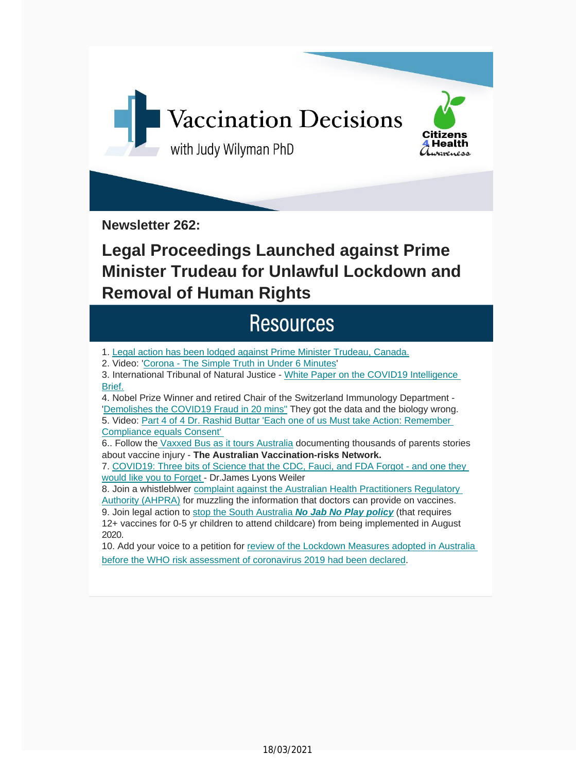# Vaccination Decisions

with Judy Wilyman PhD

Citizens 4 Health Awareness

**Newsletter 262:**

## Legal Proceedings Launched against Prime Minister Trudeau for Unlawful Lockdown and Removal of Human Rights

## Resources

1. Legal action has been lodged against Prime Minister Trudeau, Canada.
2. Video: 'Corona - The Simple Truth in Under 6 Minutes'
3. International Tribunal of Natural Justice - White Paper on the COVID19 Intelligence Brief.
4. Nobel Prize Winner and retired Chair of the Switzerland Immunology Department - 'Demolishes the COVID19 Fraud in 20 mins'' They got the data and the biology wrong.
5. Video: Part 4 of 4 Dr. Rashid Buttar 'Each one of us Must take Action: Remember Compliance equals Consent'
6.. Follow the Vaxxed Bus as it tours Australia documenting thousands of parents stories about vaccine injury - **The Australian Vaccination-risks Network.**
7. COVID19: Three bits of Science that the CDC, Fauci, and FDA Forgot - and one they would like you to Forget - Dr.James Lyons Weiler
8. Join a whistleblwer complaint against the Australian Health Practitioners Regulatory Authority (AHPRA) for muzzling the information that doctors can provide on vaccines.
9. Join legal action to stop the South Australia ***No Jab No Play policy*** (that requires 12+ vaccines for 0-5 yr children to attend childcare) from being implemented in August 2020.
10. Add your voice to a petition for review of the Lockdown Measures adopted in Australia before the WHO risk assessment of coronavirus 2019 had been declared.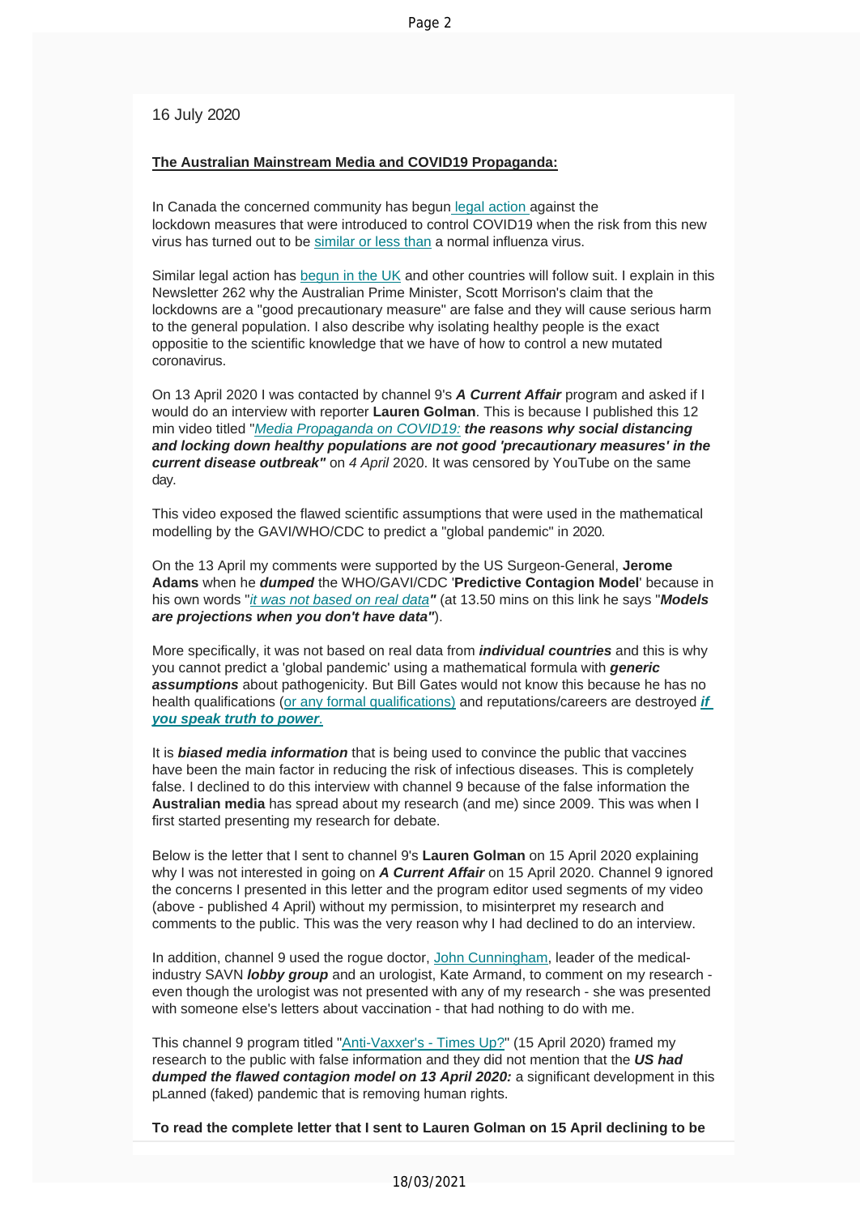16 July 2020

**The Australian Mainstream Media and COVID19 Propaganda:**

In Canada the concerned community has begun legal action against the lockdown measures that were introduced to control COVID19 when the risk from this new virus has turned out to be similar or less than a normal influenza virus.

Similar legal action has begun in the UK and other countries will follow suit. I explain in this Newsletter 262 why the Australian Prime Minister, Scott Morrison's claim that the lockdowns are a "good precautionary measure" are false and they will cause serious harm to the general population. I also describe why isolating healthy people is the exact oppositie to the scientific knowledge that we have of how to control a new mutated coronavirus.

On 13 April 2020 I was contacted by channel 9's ***A Current Affair*** program and asked if I would do an interview with reporter **Lauren Golman**. This is because I published this 12 min video titled "*Media Propaganda on COVID19:* ***the reasons why social distancing and locking down healthy populations are not good 'precautionary measures' in the current disease outbreak"*** on *4 April* 2020. It was censored by YouTube on the same day.

This video exposed the flawed scientific assumptions that were used in the mathematical modelling by the GAVI/WHO/CDC to predict a "global pandemic" in 2020.

On the 13 April my comments were supported by the US Surgeon-General, **Jerome Adams** when he ***dumped*** the WHO/GAVI/CDC '**Predictive Contagion Model**' because in his own words "*it was not based on real data**"*** (at 13.50 mins on this link he says "***Models are projections when you don't have data"***).

More specifically, it was not based on real data from ***individual countries*** and this is why you cannot predict a 'global pandemic' using a mathematical formula with ***generic assumptions*** about pathogenicity. But Bill Gates would not know this because he has no health qualifications (or any formal qualifications) and reputations/careers are destroyed ***if you speak truth to power***.

It is ***biased media information*** that is being used to convince the public that vaccines have been the main factor in reducing the risk of infectious diseases. This is completely false. I declined to do this interview with channel 9 because of the false information the **Australian media** has spread about my research (and me) since 2009. This was when I first started presenting my research for debate.

Below is the letter that I sent to channel 9's **Lauren Golman** on 15 April 2020 explaining why I was not interested in going on ***A Current Affair*** on 15 April 2020. Channel 9 ignored the concerns I presented in this letter and the program editor used segments of my video (above - published 4 April) without my permission, to misinterpret my research and comments to the public. This was the very reason why I had declined to do an interview.

In addition, channel 9 used the rogue doctor, John Cunningham, leader of the medical-industry SAVN ***lobby group*** and an urologist, Kate Armand, to comment on my research - even though the urologist was not presented with any of my research - she was presented with someone else's letters about vaccination - that had nothing to do with me.

This channel 9 program titled "Anti-Vaxxer's - Times Up?" (15 April 2020) framed my research to the public with false information and they did not mention that the ***US had dumped the flawed contagion model on 13 April 2020:*** a significant development in this pLanned (faked) pandemic that is removing human rights.

**To read the complete letter that I sent to Lauren Golman on 15 April declining to be**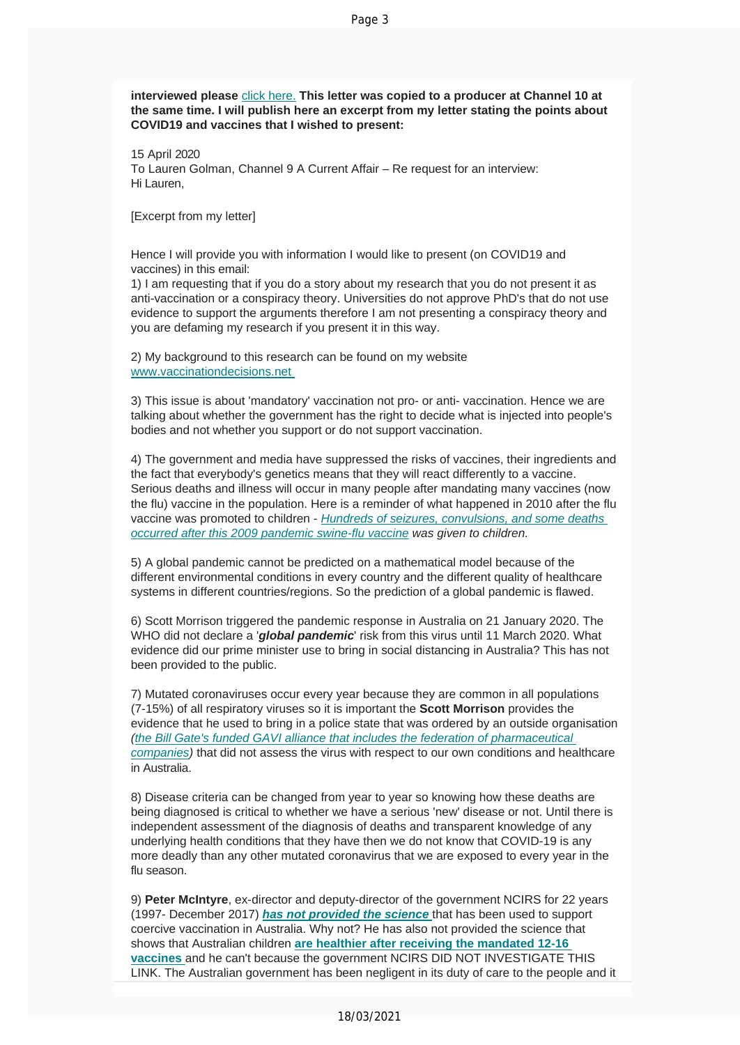**interviewed please** click here. **This letter was copied to a producer at Channel 10 at the same time. I will publish here an excerpt from my letter stating the points about COVID19 and vaccines that I wished to present:**

15 April 2020
To Lauren Golman, Channel 9 A Current Affair – Re request for an interview:
Hi Lauren,

[Excerpt from my letter]

Hence I will provide you with information I would like to present (on COVID19 and vaccines) in this email:
1) I am requesting that if you do a story about my research that you do not present it as anti-vaccination or a conspiracy theory. Universities do not approve PhD's that do not use evidence to support the arguments therefore I am not presenting a conspiracy theory and you are defaming my research if you present it in this way.

2) My background to this research can be found on my website www.vaccinationdecisions.net

3) This issue is about 'mandatory' vaccination not pro- or anti- vaccination. Hence we are talking about whether the government has the right to decide what is injected into people's bodies and not whether you support or do not support vaccination.

4) The government and media have suppressed the risks of vaccines, their ingredients and the fact that everybody's genetics means that they will react differently to a vaccine. Serious deaths and illness will occur in many people after mandating many vaccines (now the flu) vaccine in the population. Here is a reminder of what happened in 2010 after the flu vaccine was promoted to children - *Hundreds of seizures, convulsions, and some deaths occurred after this 2009 pandemic swine-flu vaccine was given to children.*

5) A global pandemic cannot be predicted on a mathematical model because of the different environmental conditions in every country and the different quality of healthcare systems in different countries/regions. So the prediction of a global pandemic is flawed.

6) Scott Morrison triggered the pandemic response in Australia on 21 January 2020. The WHO did not declare a '***global pandemic***' risk from this virus until 11 March 2020. What evidence did our prime minister use to bring in social distancing in Australia? This has not been provided to the public.

7) Mutated coronaviruses occur every year because they are common in all populations (7-15%) of all respiratory viruses so it is important the **Scott Morrison** provides the evidence that he used to bring in a police state that was ordered by an outside organisation *(the Bill Gate's funded GAVI alliance that includes the federation of pharmaceutical companies)* that did not assess the virus with respect to our own conditions and healthcare in Australia.

8) Disease criteria can be changed from year to year so knowing how these deaths are being diagnosed is critical to whether we have a serious 'new' disease or not. Until there is independent assessment of the diagnosis of deaths and transparent knowledge of any underlying health conditions that they have then we do not know that COVID-19 is any more deadly than any other mutated coronavirus that we are exposed to every year in the flu season.

9) **Peter McIntyre**, ex-director and deputy-director of the government NCIRS for 22 years (1997- December 2017) ***has not provided the science*** that has been used to support coercive vaccination in Australia. Why not? He has also not provided the science that shows that Australian children **are healthier after receiving the mandated 12-16 vaccines** and he can't because the government NCIRS DID NOT INVESTIGATE THIS LINK. The Australian government has been negligent in its duty of care to the people and it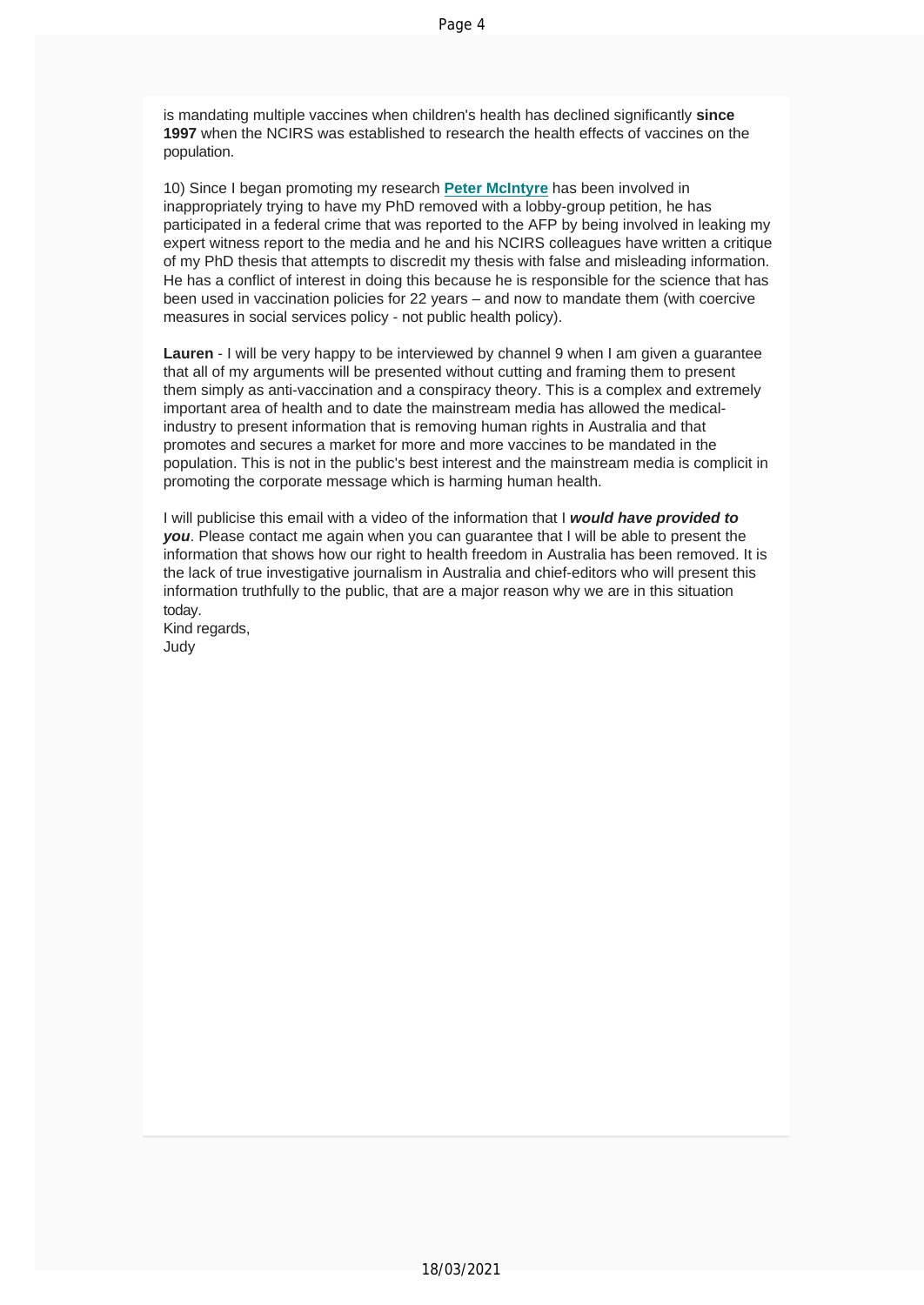is mandating multiple vaccines when children's health has declined significantly **since 1997** when the NCIRS was established to research the health effects of vaccines on the population.

10) Since I began promoting my research **Peter McIntyre** has been involved in inappropriately trying to have my PhD removed with a lobby-group petition, he has participated in a federal crime that was reported to the AFP by being involved in leaking my expert witness report to the media and he and his NCIRS colleagues have written a critique of my PhD thesis that attempts to discredit my thesis with false and misleading information. He has a conflict of interest in doing this because he is responsible for the science that has been used in vaccination policies for 22 years – and now to mandate them (with coercive measures in social services policy - not public health policy).

**Lauren** - I will be very happy to be interviewed by channel 9 when I am given a guarantee that all of my arguments will be presented without cutting and framing them to present them simply as anti-vaccination and a conspiracy theory. This is a complex and extremely important area of health and to date the mainstream media has allowed the medical-industry to present information that is removing human rights in Australia and that promotes and secures a market for more and more vaccines to be mandated in the population. This is not in the public's best interest and the mainstream media is complicit in promoting the corporate message which is harming human health.

I will publicise this email with a video of the information that I ***would have provided to you***. Please contact me again when you can guarantee that I will be able to present the information that shows how our right to health freedom in Australia has been removed. It is the lack of true investigative journalism in Australia and chief-editors who will present this information truthfully to the public, that are a major reason why we are in this situation today.

Kind regards,
Judy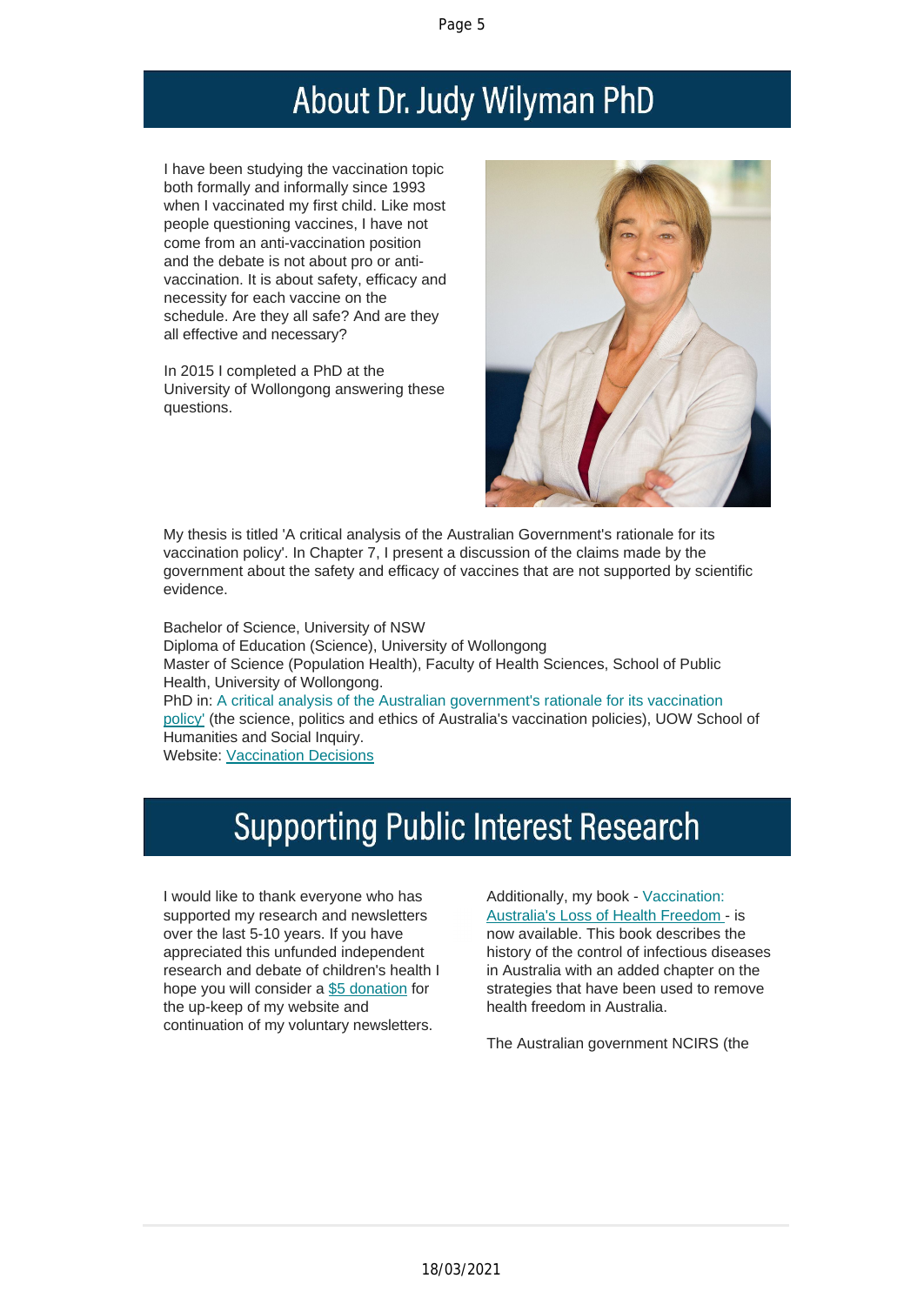# About Dr. Judy Wilyman PhD

I have been studying the vaccination topic both formally and informally since 1993 when I vaccinated my first child. Like most people questioning vaccines, I have not come from an anti-vaccination position and the debate is not about pro or anti-vaccination. It is about safety, efficacy and necessity for each vaccine on the schedule. Are they all safe? And are they all effective and necessary?

In 2015 I completed a PhD at the University of Wollongong answering these questions.

My thesis is titled 'A critical analysis of the Australian Government's rationale for its vaccination policy'. In Chapter 7, I present a discussion of the claims made by the government about the safety and efficacy of vaccines that are not supported by scientific evidence.

Bachelor of Science, University of NSW
Diploma of Education (Science), University of Wollongong
Master of Science (Population Health), Faculty of Health Sciences, School of Public Health, University of Wollongong.
PhD in: A critical analysis of the Australian government's rationale for its vaccination policy' (the science, politics and ethics of Australia's vaccination policies), UOW School of Humanities and Social Inquiry.
Website: Vaccination Decisions

# Supporting Public Interest Research

I would like to thank everyone who has supported my research and newsletters over the last 5-10 years. If you have appreciated this unfunded independent research and debate of children's health I hope you will consider a $5 donation for the up-keep of my website and continuation of my voluntary newsletters.

Additionally, my book - Vaccination: Australia's Loss of Health Freedom - is now available. This book describes the history of the control of infectious diseases in Australia with an added chapter on the strategies that have been used to remove health freedom in Australia.

The Australian government NCIRS (the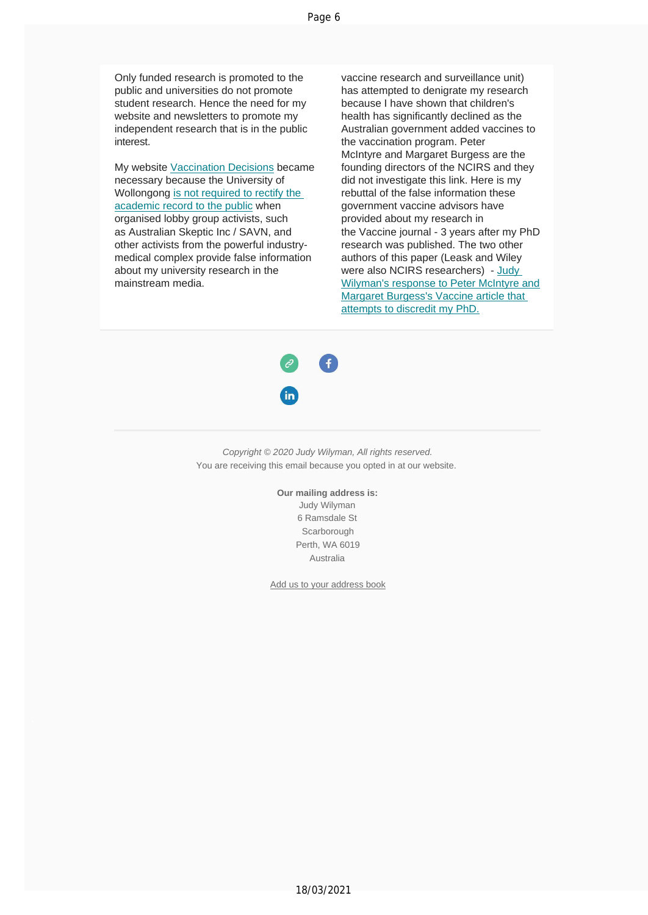Only funded research is promoted to the public and universities do not promote student research. Hence the need for my website and newsletters to promote my independent research that is in the public interest.

My website Vaccination Decisions became necessary because the University of Wollongong is not required to rectify the academic record to the public when organised lobby group activists, such as Australian Skeptic Inc / SAVN, and other activists from the powerful industry-medical complex provide false information about my university research in the mainstream media.

vaccine research and surveillance unit) has attempted to denigrate my research because I have shown that children's health has significantly declined as the Australian government added vaccines to the vaccination program. Peter McIntyre and Margaret Burgess are the founding directors of the NCIRS and they did not investigate this link. Here is my rebuttal of the false information these government vaccine advisors have provided about my research in the Vaccine journal - 3 years after my PhD research was published. The two other authors of this paper (Leask and Wiley were also NCIRS researchers) - Judy Wilyman's response to Peter McIntyre and Margaret Burgess's Vaccine article that attempts to discredit my PhD.

*Copyright © 2020 Judy Wilyman, All rights reserved.*
You are receiving this email because you opted in at our website.

**Our mailing address is:**
Judy Wilyman
6 Ramsdale St
Scarborough
Perth, WA 6019
Australia

Add us to your address book